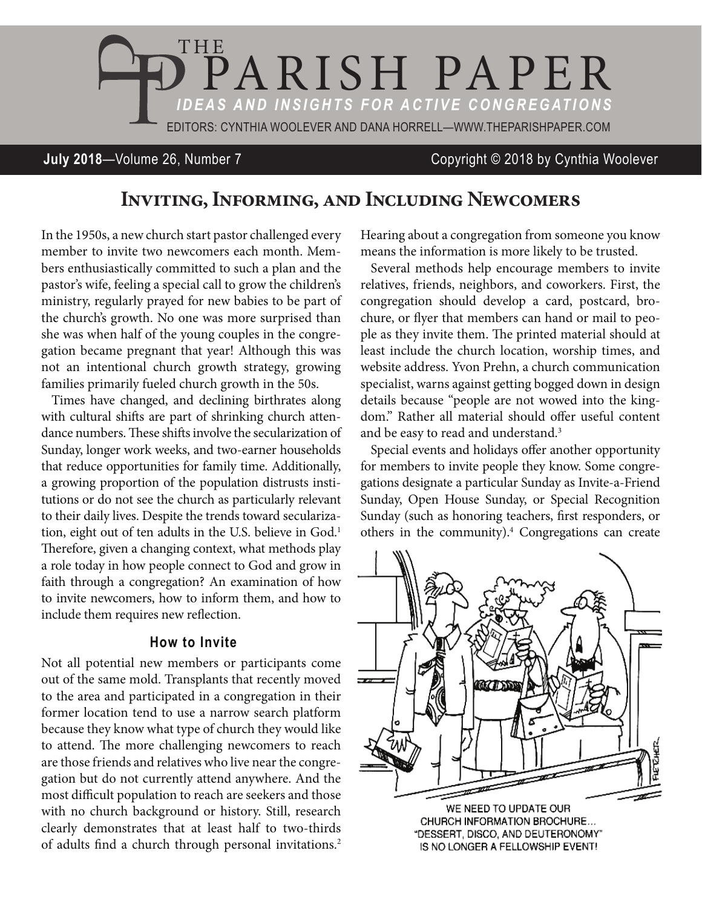# THE PARISH PAPER

*IDEAS AND INSIGHTS FOR ACTIVE CONGREGATIONS*

EDITORS: CYNTHIA WOOLEVER AND DANA HORRELL—WWW.THEPARISHPAPER.COM

**July 2018**—Volume 26, Number 7 Copyright © 2018 by Cynthia Woolever

## Inviting, Informing, and Including Newcomers

In the 1950s, a new church start pastor challenged every member to invite two newcomers each month. Members enthusiastically committed to such a plan and the pastor's wife, feeling a special call to grow the children's ministry, regularly prayed for new babies to be part of the church's growth. No one was more surprised than she was when half of the young couples in the congregation became pregnant that year! Although this was not an intentional church growth strategy, growing families primarily fueled church growth in the 50s.

Times have changed, and declining birthrates along with cultural shifts are part of shrinking church attendance numbers. These shifts involve the secularization of Sunday, longer work weeks, and two-earner households that reduce opportunities for family time. Additionally, a growing proportion of the population distrusts institutions or do not see the church as particularly relevant to their daily lives. Despite the trends toward secularization, eight out of ten adults in the U.S. believe in God.[1] Therefore, given a changing context, what methods play a role today in how people connect to God and grow in faith through a congregation? An examination of how to invite newcomers, how to inform them, and how to include them requires new reflection.

### How to Invite

Not all potential new members or participants come out of the same mold. Transplants that recently moved to the area and participated in a congregation in their former location tend to use a narrow search platform because they know what type of church they would like to attend. The more challenging newcomers to reach are those friends and relatives who live near the congregation but do not currently attend anywhere. And the most difficult population to reach are seekers and those with no church background or history. Still, research clearly demonstrates that at least half to two-thirds of adults find a church through personal invitations.[2] Hearing about a congregation from someone you know means the information is more likely to be trusted.

Several methods help encourage members to invite relatives, friends, neighbors, and coworkers. First, the congregation should develop a card, postcard, brochure, or flyer that members can hand or mail to people as they invite them. The printed material should at least include the church location, worship times, and website address. Yvon Prehn, a church communication specialist, warns against getting bogged down in design details because "people are not wowed into the kingdom." Rather all material should offer useful content and be easy to read and understand.[3]

Special events and holidays offer another opportunity for members to invite people they know. Some congregations designate a particular Sunday as Invite-a-Friend Sunday, Open House Sunday, or Special Recognition Sunday (such as honoring teachers, first responders, or others in the community).[4] Congregations can create

WE NEED TO UPDATE OUR CHURCH INFORMATION BROCHURE... "DESSERT, DISCO, AND DEUTERONOMY" IS NO LONGER A FELLOWSHIP EVENT!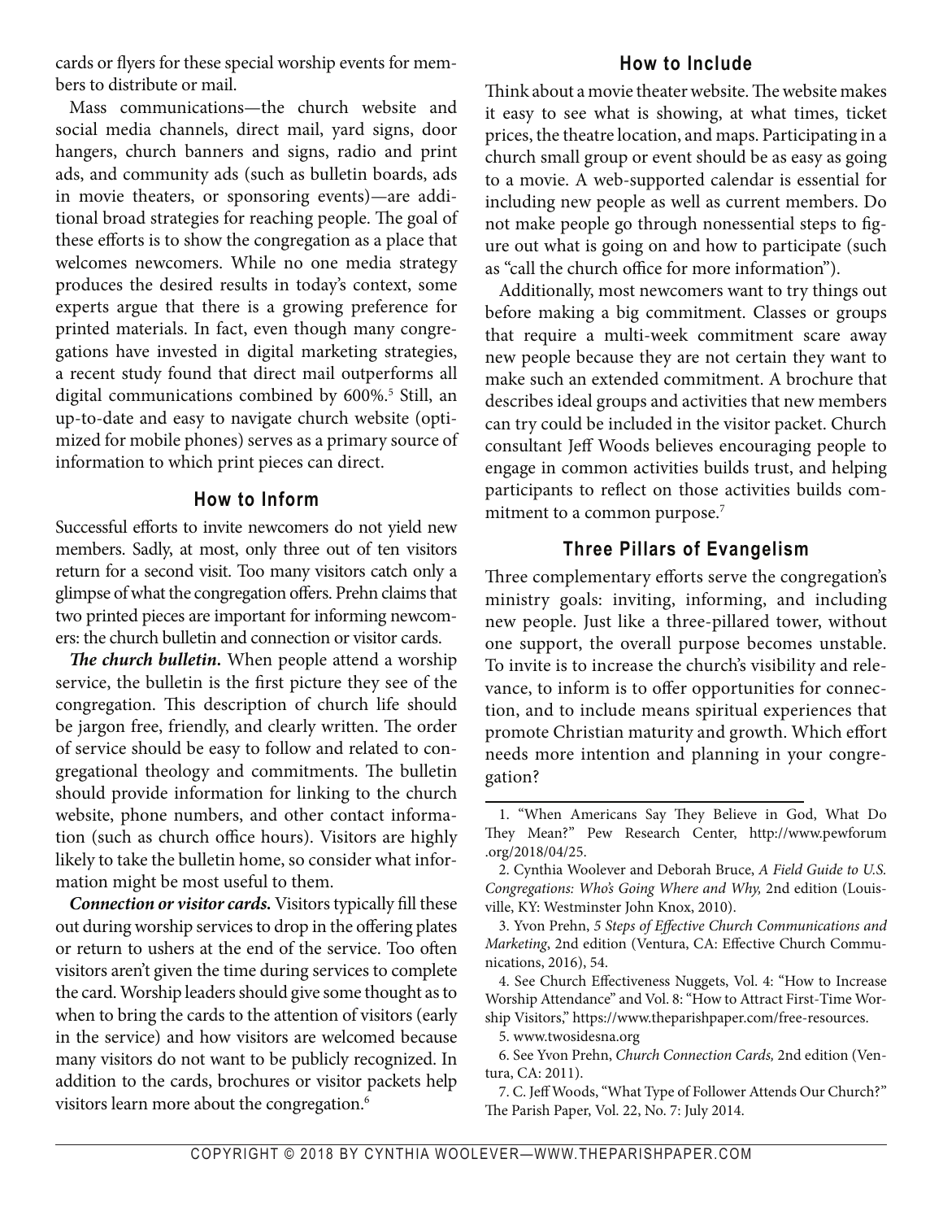cards or flyers for these special worship events for members to distribute or mail.

Mass communications—the church website and social media channels, direct mail, yard signs, door hangers, church banners and signs, radio and print ads, and community ads (such as bulletin boards, ads in movie theaters, or sponsoring events)—are additional broad strategies for reaching people. The goal of these efforts is to show the congregation as a place that welcomes newcomers. While no one media strategy produces the desired results in today's context, some experts argue that there is a growing preference for printed materials. In fact, even though many congregations have invested in digital marketing strategies, a recent study found that direct mail outperforms all digital communications combined by 600%.[5] Still, an up-to-date and easy to navigate church website (optimized for mobile phones) serves as a primary source of information to which print pieces can direct.

### How to Inform

Successful efforts to invite newcomers do not yield new members. Sadly, at most, only three out of ten visitors return for a second visit. Too many visitors catch only a glimpse of what the congregation offers. Prehn claims that two printed pieces are important for informing newcomers: the church bulletin and connection or visitor cards.

***The church bulletin.*** When people attend a worship service, the bulletin is the first picture they see of the congregation. This description of church life should be jargon free, friendly, and clearly written. The order of service should be easy to follow and related to congregational theology and commitments. The bulletin should provide information for linking to the church website, phone numbers, and other contact information (such as church office hours). Visitors are highly likely to take the bulletin home, so consider what information might be most useful to them.

***Connection or visitor cards.*** Visitors typically fill these out during worship services to drop in the offering plates or return to ushers at the end of the service. Too often visitors aren't given the time during services to complete the card. Worship leaders should give some thought as to when to bring the cards to the attention of visitors (early in the service) and how visitors are welcomed because many visitors do not want to be publicly recognized. In addition to the cards, brochures or visitor packets help visitors learn more about the congregation.[6]

### How to Include

Think about a movie theater website. The website makes it easy to see what is showing, at what times, ticket prices, the theatre location, and maps. Participating in a church small group or event should be as easy as going to a movie. A web-supported calendar is essential for including new people as well as current members. Do not make people go through nonessential steps to figure out what is going on and how to participate (such as "call the church office for more information").

Additionally, most newcomers want to try things out before making a big commitment. Classes or groups that require a multi-week commitment scare away new people because they are not certain they want to make such an extended commitment. A brochure that describes ideal groups and activities that new members can try could be included in the visitor packet. Church consultant Jeff Woods believes encouraging people to engage in common activities builds trust, and helping participants to reflect on those activities builds commitment to a common purpose.[7]

### Three Pillars of Evangelism

Three complementary efforts serve the congregation's ministry goals: inviting, informing, and including new people. Just like a three-pillared tower, without one support, the overall purpose becomes unstable. To invite is to increase the church's visibility and relevance, to inform is to offer opportunities for connection, and to include means spiritual experiences that promote Christian maturity and growth. Which effort needs more intention and planning in your congregation?

---

1. "When Americans Say They Believe in God, What Do They Mean?" Pew Research Center, http://www.pewforum.org/2018/04/25.
2. Cynthia Woolever and Deborah Bruce, *A Field Guide to U.S. Congregations: Who's Going Where and Why,* 2nd edition (Louisville, KY: Westminster John Knox, 2010).
3. Yvon Prehn, *5 Steps of Effective Church Communications and Marketing*, 2nd edition (Ventura, CA: Effective Church Communications, 2016), 54.
4. See Church Effectiveness Nuggets, Vol. 4: "How to Increase Worship Attendance" and Vol. 8: "How to Attract First-Time Worship Visitors," https://www.theparishpaper.com/free-resources.
5. www.twosidesna.org
6. See Yvon Prehn, *Church Connection Cards,* 2nd edition (Ventura, CA: 2011).
7. C. Jeff Woods, "What Type of Follower Attends Our Church?" The Parish Paper, Vol. 22, No. 7: July 2014.

COPYRIGHT © 2018 BY CYNTHIA WOOLEVER—WWW.THEPARISHPAPER.COM